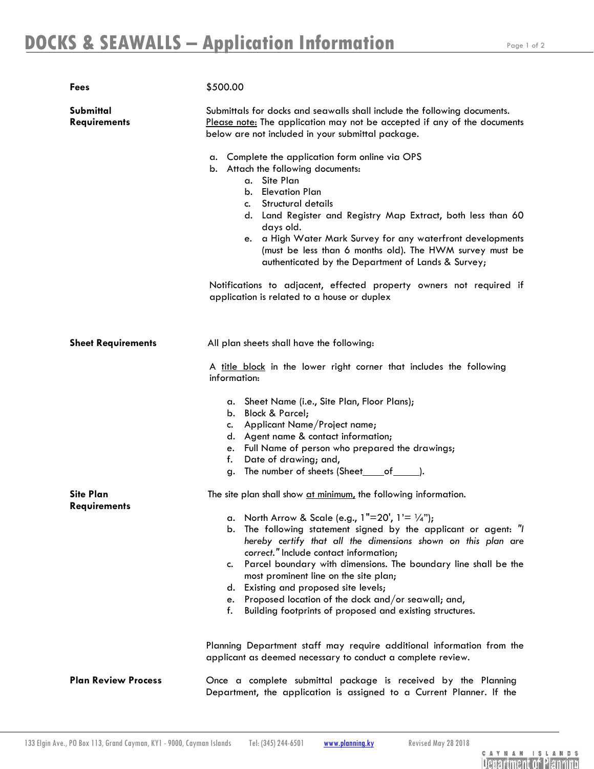# DOCKS & SEAWALLS – Application Information

**Fees**

$500.00

**Submittal Requirements**

Submittals for docks and seawalls shall include the following documents. Please note: The application may not be accepted if any of the documents below are not included in your submittal package.

a. Complete the application form online via OPS
b. Attach the following documents:
   a. Site Plan
   b. Elevation Plan
   c. Structural details
   d. Land Register and Registry Map Extract, both less than 60 days old.
   e. a High Water Mark Survey for any waterfront developments (must be less than 6 months old). The HWM survey must be authenticated by the Department of Lands & Survey;

Notifications to adjacent, effected property owners not required if application is related to a house or duplex

**Sheet Requirements**

All plan sheets shall have the following:

A title block in the lower right corner that includes the following information:

a. Sheet Name (i.e., Site Plan, Floor Plans);
b. Block & Parcel;
c. Applicant Name/Project name;
d. Agent name & contact information;
e. Full Name of person who prepared the drawings;
f. Date of drawing; and,
g. The number of sheets (Sheet____of_____).

**Site Plan Requirements**

The site plan shall show at minimum, the following information.

a. North Arrow & Scale (e.g., 1"=20', 1'= ¼");
b. The following statement signed by the applicant or agent: *"I hereby certify that all the dimensions shown on this plan are correct."* Include contact information;
c. Parcel boundary with dimensions. The boundary line shall be the most prominent line on the site plan;
d. Existing and proposed site levels;
e. Proposed location of the dock and/or seawall; and,
f. Building footprints of proposed and existing structures.

Planning Department staff may require additional information from the applicant as deemed necessary to conduct a complete review.

**Plan Review Process**

Once a complete submittal package is received by the Planning Department, the application is assigned to a Current Planner. If the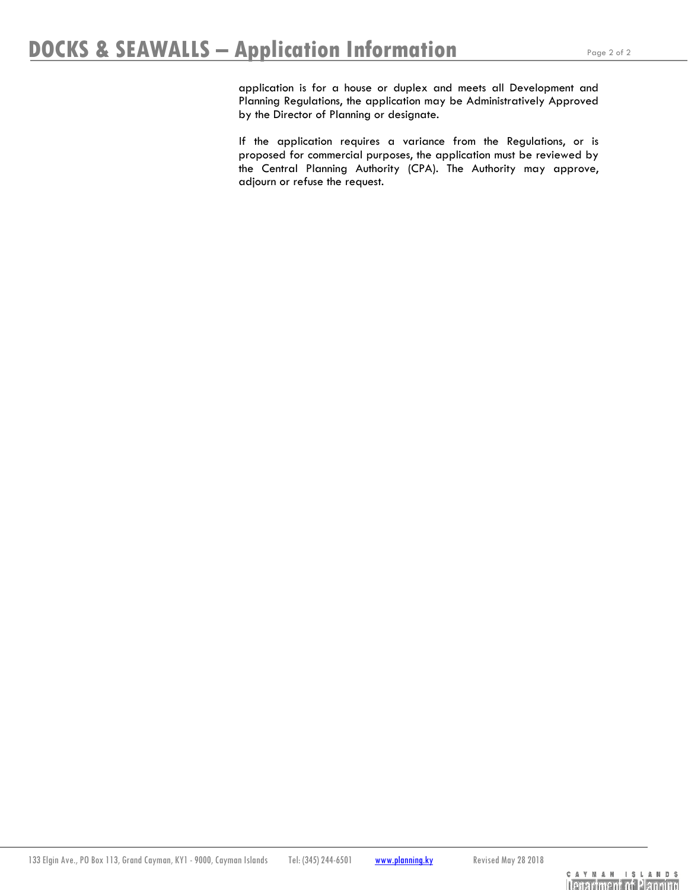application is for a house or duplex and meets all Development and Planning Regulations, the application may be Administratively Approved by the Director of Planning or designate.

If the application requires a variance from the Regulations, or is proposed for commercial purposes, the application must be reviewed by the Central Planning Authority (CPA). The Authority may approve, adjourn or refuse the request.